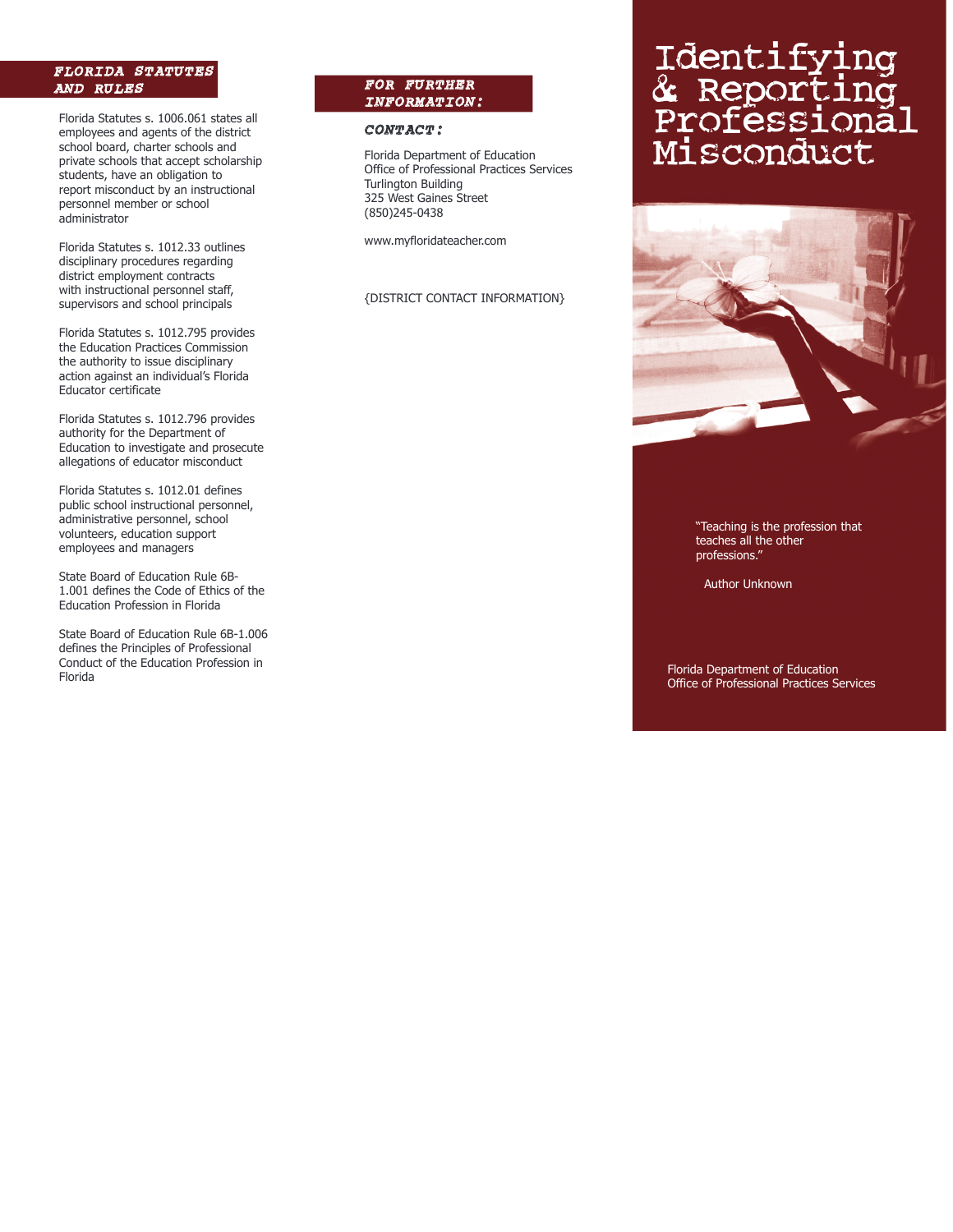## FLORIDA STATUTES AND RULES

Florida Statutes s. 1006.061 states all employees and agents of the district school board, charter schools and private schools that accept scholarship students, have an obligation to report misconduct by an instructional personnel member or school administrator

Florida Statutes s. 1012.33 outlines disciplinary procedures regarding district employment contracts with instructional personnel staff, supervisors and school principals

Florida Statutes s. 1012.795 provides the Education Practices Commission the authority to issue disciplinary action against an individual's Florida Educator certificate

Florida Statutes s. 1012.796 provides authority for the Department of Education to investigate and prosecute allegations of educator misconduct

Florida Statutes s. 1012.01 defines public school instructional personnel, administrative personnel, school volunteers, education support employees and managers

State Board of Education Rule 6B-1.001 defines the Code of Ethics of the Education Profession in Florida

State Board of Education Rule 6B-1.006 defines the Principles of Professional Conduct of the Education Profession in Florida

## FOR FURTHER INFORMATION:

### CONTACT:

Florida Department of Education
Office of Professional Practices Services
Turlington Building
325 West Gaines Street
(850)245-0438

www.myfloridateacher.com

{DISTRICT CONTACT INFORMATION}

# Identifying & Reporting Professional Misconduct

"Teaching is the profession that teaches all the other professions."

Author Unknown

Florida Department of Education
Office of Professional Practices Services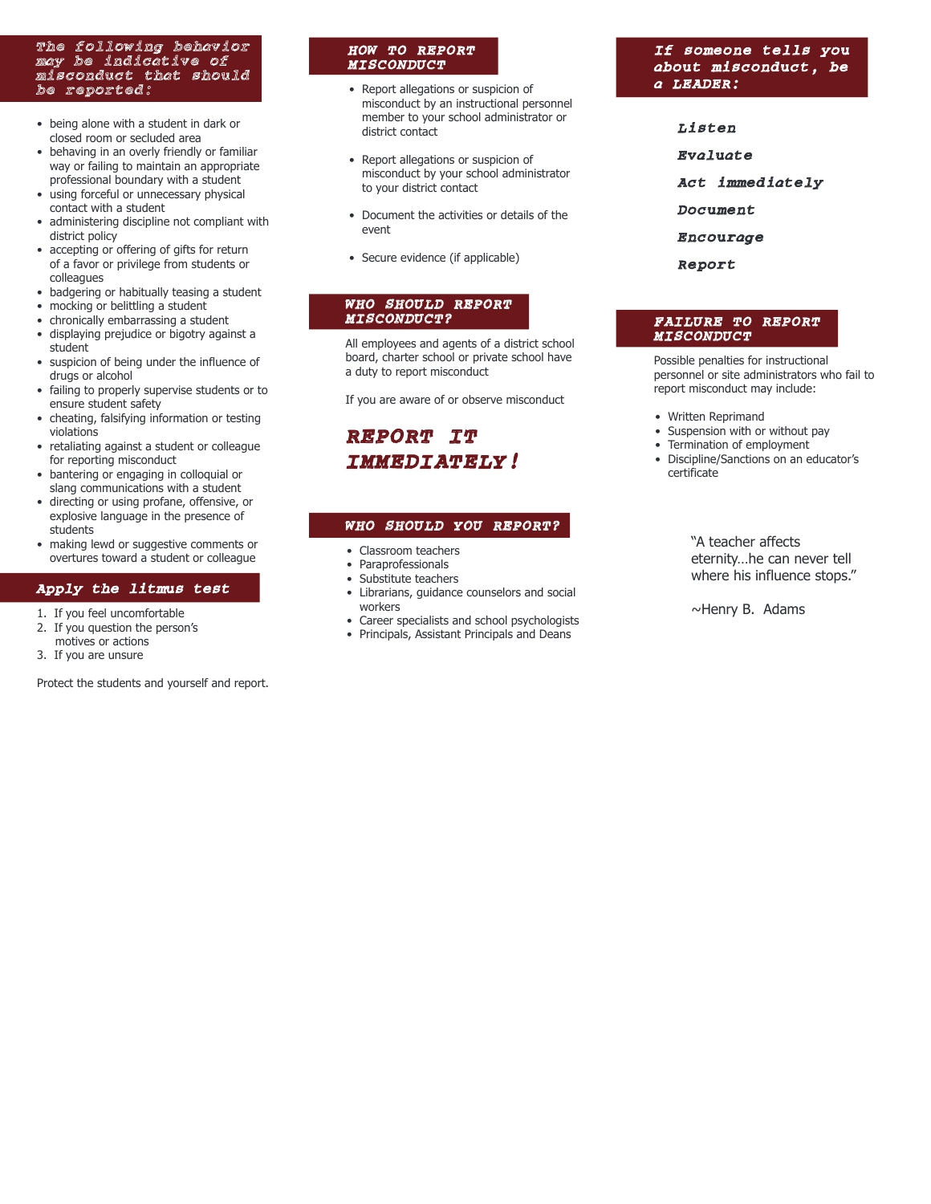## The following behavior may be indicative of misconduct that should be reported:

- being alone with a student in dark or closed room or secluded area
- behaving in an overly friendly or familiar way or failing to maintain an appropriate professional boundary with a student
- using forceful or unnecessary physical contact with a student
- administering discipline not compliant with district policy
- accepting or offering of gifts for return of a favor or privilege from students or colleagues
- badgering or habitually teasing a student
- mocking or belittling a student
- chronically embarrassing a student
- displaying prejudice or bigotry against a student
- suspicion of being under the influence of drugs or alcohol
- failing to properly supervise students or to ensure student safety
- cheating, falsifying information or testing violations
- retaliating against a student or colleague for reporting misconduct
- bantering or engaging in colloquial or slang communications with a student
- directing or using profane, offensive, or explosive language in the presence of students
- making lewd or suggestive comments or overtures toward a student or colleague

## Apply the litmus test

1. If you feel uncomfortable
2. If you question the person's motives or actions
3. If you are unsure

Protect the students and yourself and report.

## HOW TO REPORT MISCONDUCT

- Report allegations or suspicion of misconduct by an instructional personnel member to your school administrator or district contact
- Report allegations or suspicion of misconduct by your school administrator to your district contact
- Document the activities or details of the event
- Secure evidence (if applicable)

## WHO SHOULD REPORT MISCONDUCT?

All employees and agents of a district school board, charter school or private school have a duty to report misconduct

If you are aware of or observe misconduct

## REPORT IT IMMEDIATELY!

## WHO SHOULD YOU REPORT?

- Classroom teachers
- Paraprofessionals
- Substitute teachers
- Librarians, guidance counselors and social workers
- Career specialists and school psychologists
- Principals, Assistant Principals and Deans

## If someone tells you about misconduct, be a LEADER:

**L**isten

**E**valuate

**A**ct immediately

**D**ocument

**E**ncourage

**R**eport

## FAILURE TO REPORT MISCONDUCT

Possible penalties for instructional personnel or site administrators who fail to report misconduct may include:

- Written Reprimand
- Suspension with or without pay
- Termination of employment
- Discipline/Sanctions on an educator's certificate

"A teacher affects eternity…he can never tell where his influence stops."

~Henry B. Adams